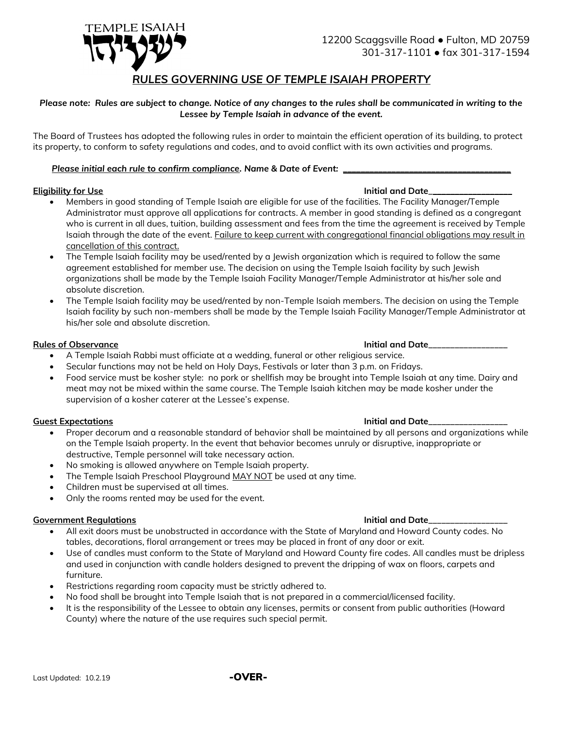TEMPLE ISAIAH ישעיהו

12200 Scaggsville Road ● Fulton, MD 20759
301-317-1101 ● fax 301-317-1594

# *RULES GOVERNING USE OF TEMPLE ISAIAH PROPERTY*

***Please note: Rules are subject to change. Notice of any changes to the rules shall be communicated in writing to the Lessee by Temple Isaiah in advance of the event.***

The Board of Trustees has adopted the following rules in order to maintain the efficient operation of its building, to protect its property, to conform to safety regulations and codes, and to avoid conflict with its own activities and programs.

***Please initial each rule to confirm compliance. Name & Date of Event:*** ___________________________________

**Eligibility for Use** **Initial and Date**__________________

- Members in good standing of Temple Isaiah are eligible for use of the facilities. The Facility Manager/Temple Administrator must approve all applications for contracts. A member in good standing is defined as a congregant who is current in all dues, tuition, building assessment and fees from the time the agreement is received by Temple Isaiah through the date of the event. Failure to keep current with congregational financial obligations may result in cancellation of this contract.
- The Temple Isaiah facility may be used/rented by a Jewish organization which is required to follow the same agreement established for member use. The decision on using the Temple Isaiah facility by such Jewish organizations shall be made by the Temple Isaiah Facility Manager/Temple Administrator at his/her sole and absolute discretion.
- The Temple Isaiah facility may be used/rented by non-Temple Isaiah members. The decision on using the Temple Isaiah facility by such non-members shall be made by the Temple Isaiah Facility Manager/Temple Administrator at his/her sole and absolute discretion.

**Rules of Observance** **Initial and Date**__________________

- A Temple Isaiah Rabbi must officiate at a wedding, funeral or other religious service.
- Secular functions may not be held on Holy Days, Festivals or later than 3 p.m. on Fridays.
- Food service must be kosher style: no pork or shellfish may be brought into Temple Isaiah at any time. Dairy and meat may not be mixed within the same course. The Temple Isaiah kitchen may be made kosher under the supervision of a kosher caterer at the Lessee's expense.

**Guest Expectations** **Initial and Date**__________________

- Proper decorum and a reasonable standard of behavior shall be maintained by all persons and organizations while on the Temple Isaiah property. In the event that behavior becomes unruly or disruptive, inappropriate or destructive, Temple personnel will take necessary action.
- No smoking is allowed anywhere on Temple Isaiah property.
- The Temple Isaiah Preschool Playground MAY NOT be used at any time.
- Children must be supervised at all times.
- Only the rooms rented may be used for the event.

**Government Regulations** **Initial and Date**__________________

- All exit doors must be unobstructed in accordance with the State of Maryland and Howard County codes. No tables, decorations, floral arrangement or trees may be placed in front of any door or exit.
- Use of candles must conform to the State of Maryland and Howard County fire codes. All candles must be dripless and used in conjunction with candle holders designed to prevent the dripping of wax on floors, carpets and furniture.
- Restrictions regarding room capacity must be strictly adhered to.
- No food shall be brought into Temple Isaiah that is not prepared in a commercial/licensed facility.
- It is the responsibility of the Lessee to obtain any licenses, permits or consent from public authorities (Howard County) where the nature of the use requires such special permit.

Last Updated: 10.2.19

**-OVER-**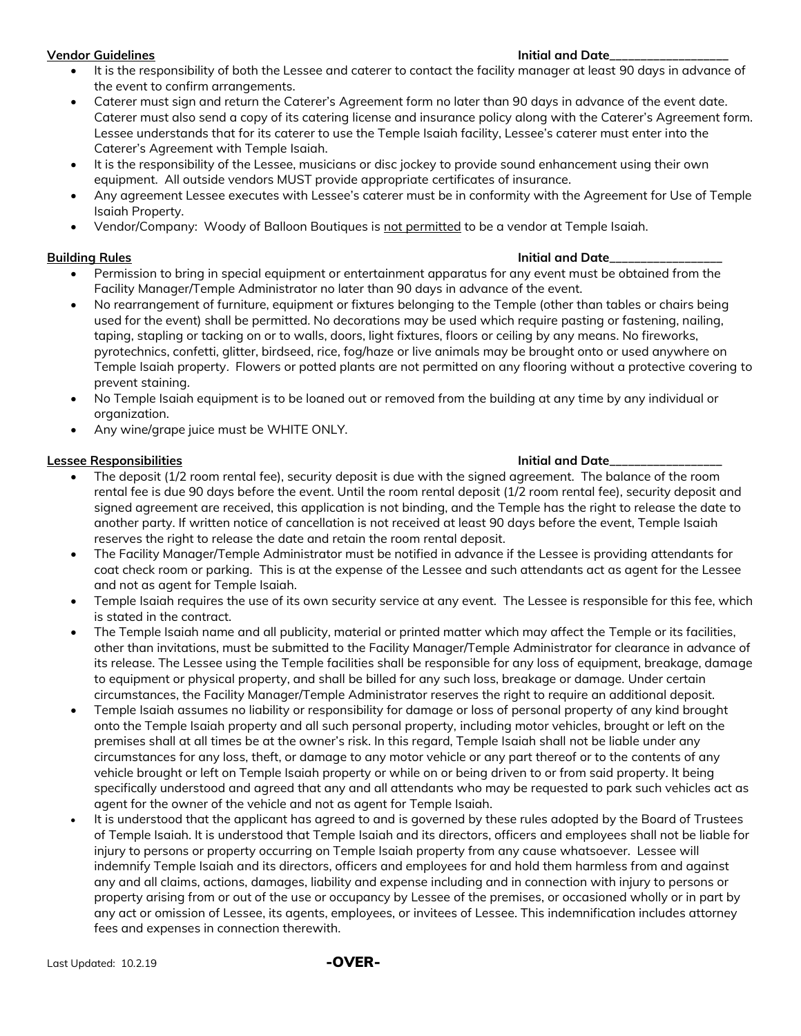**Vendor Guidelines** **Initial and Date__________________**

- It is the responsibility of both the Lessee and caterer to contact the facility manager at least 90 days in advance of the event to confirm arrangements.
- Caterer must sign and return the Caterer's Agreement form no later than 90 days in advance of the event date. Caterer must also send a copy of its catering license and insurance policy along with the Caterer's Agreement form. Lessee understands that for its caterer to use the Temple Isaiah facility, Lessee's caterer must enter into the Caterer's Agreement with Temple Isaiah.
- It is the responsibility of the Lessee, musicians or disc jockey to provide sound enhancement using their own equipment. All outside vendors MUST provide appropriate certificates of insurance.
- Any agreement Lessee executes with Lessee's caterer must be in conformity with the Agreement for Use of Temple Isaiah Property.
- Vendor/Company: Woody of Balloon Boutiques is <u>not permitted</u> to be a vendor at Temple Isaiah.

**Building Rules** **Initial and Date_________________**

- Permission to bring in special equipment or entertainment apparatus for any event must be obtained from the Facility Manager/Temple Administrator no later than 90 days in advance of the event.
- No rearrangement of furniture, equipment or fixtures belonging to the Temple (other than tables or chairs being used for the event) shall be permitted. No decorations may be used which require pasting or fastening, nailing, taping, stapling or tacking on or to walls, doors, light fixtures, floors or ceiling by any means. No fireworks, pyrotechnics, confetti, glitter, birdseed, rice, fog/haze or live animals may be brought onto or used anywhere on Temple Isaiah property. Flowers or potted plants are not permitted on any flooring without a protective covering to prevent staining.
- No Temple Isaiah equipment is to be loaned out or removed from the building at any time by any individual or organization.
- Any wine/grape juice must be WHITE ONLY.

**Lessee Responsibilities** **Initial and Date_________________**

- The deposit (1/2 room rental fee), security deposit is due with the signed agreement. The balance of the room rental fee is due 90 days before the event. Until the room rental deposit (1/2 room rental fee), security deposit and signed agreement are received, this application is not binding, and the Temple has the right to release the date to another party. If written notice of cancellation is not received at least 90 days before the event, Temple Isaiah reserves the right to release the date and retain the room rental deposit.
- The Facility Manager/Temple Administrator must be notified in advance if the Lessee is providing attendants for coat check room or parking. This is at the expense of the Lessee and such attendants act as agent for the Lessee and not as agent for Temple Isaiah.
- Temple Isaiah requires the use of its own security service at any event. The Lessee is responsible for this fee, which is stated in the contract.
- The Temple Isaiah name and all publicity, material or printed matter which may affect the Temple or its facilities, other than invitations, must be submitted to the Facility Manager/Temple Administrator for clearance in advance of its release. The Lessee using the Temple facilities shall be responsible for any loss of equipment, breakage, damage to equipment or physical property, and shall be billed for any such loss, breakage or damage. Under certain circumstances, the Facility Manager/Temple Administrator reserves the right to require an additional deposit.
- Temple Isaiah assumes no liability or responsibility for damage or loss of personal property of any kind brought onto the Temple Isaiah property and all such personal property, including motor vehicles, brought or left on the premises shall at all times be at the owner's risk. In this regard, Temple Isaiah shall not be liable under any circumstances for any loss, theft, or damage to any motor vehicle or any part thereof or to the contents of any vehicle brought or left on Temple Isaiah property or while on or being driven to or from said property. It being specifically understood and agreed that any and all attendants who may be requested to park such vehicles act as agent for the owner of the vehicle and not as agent for Temple Isaiah.
- It is understood that the applicant has agreed to and is governed by these rules adopted by the Board of Trustees of Temple Isaiah. It is understood that Temple Isaiah and its directors, officers and employees shall not be liable for injury to persons or property occurring on Temple Isaiah property from any cause whatsoever. Lessee will indemnify Temple Isaiah and its directors, officers and employees for and hold them harmless from and against any and all claims, actions, damages, liability and expense including and in connection with injury to persons or property arising from or out of the use or occupancy by Lessee of the premises, or occasioned wholly or in part by any act or omission of Lessee, its agents, employees, or invitees of Lessee. This indemnification includes attorney fees and expenses in connection therewith.

Last Updated: 10.2.19

**-OVER-**